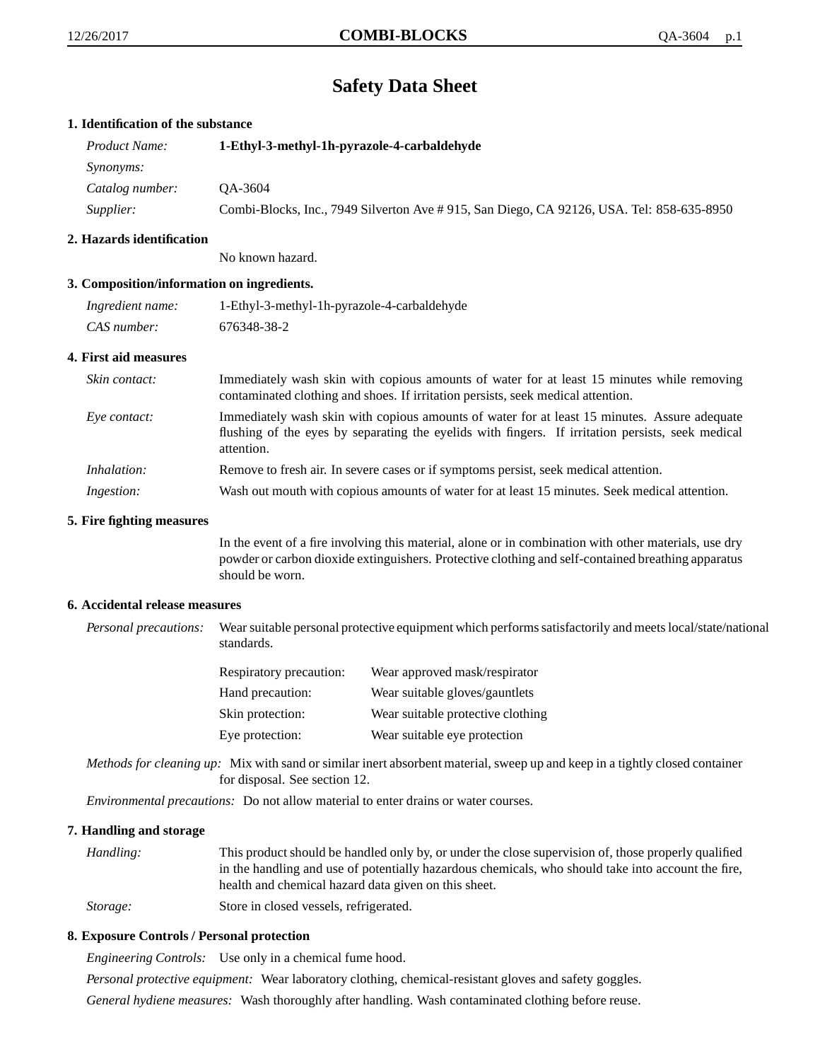# Safety Data Sheet

## 1. Identification of the substance

| | |
|---|---|
| *Product Name:* | **1-Ethyl-3-methyl-1h-pyrazole-4-carbaldehyde** |
| *Synonyms:* | |
| *Catalog number:* | QA-3604 |
| *Supplier:* | Combi-Blocks, Inc., 7949 Silverton Ave # 915, San Diego, CA 92126, USA. Tel: 858-635-8950 |

## 2. Hazards identification

No known hazard.

## 3. Composition/information on ingredients.

| | |
|---|---|
| *Ingredient name:* | 1-Ethyl-3-methyl-1h-pyrazole-4-carbaldehyde |
| *CAS number:* | 676348-38-2 |

## 4. First aid measures

*Skin contact:* Immediately wash skin with copious amounts of water for at least 15 minutes while removing contaminated clothing and shoes. If irritation persists, seek medical attention.

*Eye contact:* Immediately wash skin with copious amounts of water for at least 15 minutes. Assure adequate flushing of the eyes by separating the eyelids with fingers. If irritation persists, seek medical attention.

*Inhalation:* Remove to fresh air. In severe cases or if symptoms persist, seek medical attention.

*Ingestion:* Wash out mouth with copious amounts of water for at least 15 minutes. Seek medical attention.

## 5. Fire fighting measures

In the event of a fire involving this material, alone or in combination with other materials, use dry powder or carbon dioxide extinguishers. Protective clothing and self-contained breathing apparatus should be worn.

## 6. Accidental release measures

*Personal precautions:* Wear suitable personal protective equipment which performs satisfactorily and meets local/state/national standards.

| | |
|---|---|
| Respiratory precaution: | Wear approved mask/respirator |
| Hand precaution: | Wear suitable gloves/gauntlets |
| Skin protection: | Wear suitable protective clothing |
| Eye protection: | Wear suitable eye protection |

*Methods for cleaning up:* Mix with sand or similar inert absorbent material, sweep up and keep in a tightly closed container for disposal. See section 12.

*Environmental precautions:* Do not allow material to enter drains or water courses.

## 7. Handling and storage

*Handling:* This product should be handled only by, or under the close supervision of, those properly qualified in the handling and use of potentially hazardous chemicals, who should take into account the fire, health and chemical hazard data given on this sheet.

*Storage:* Store in closed vessels, refrigerated.

## 8. Exposure Controls / Personal protection

*Engineering Controls:* Use only in a chemical fume hood.

*Personal protective equipment:* Wear laboratory clothing, chemical-resistant gloves and safety goggles.

*General hydiene measures:* Wash thoroughly after handling. Wash contaminated clothing before reuse.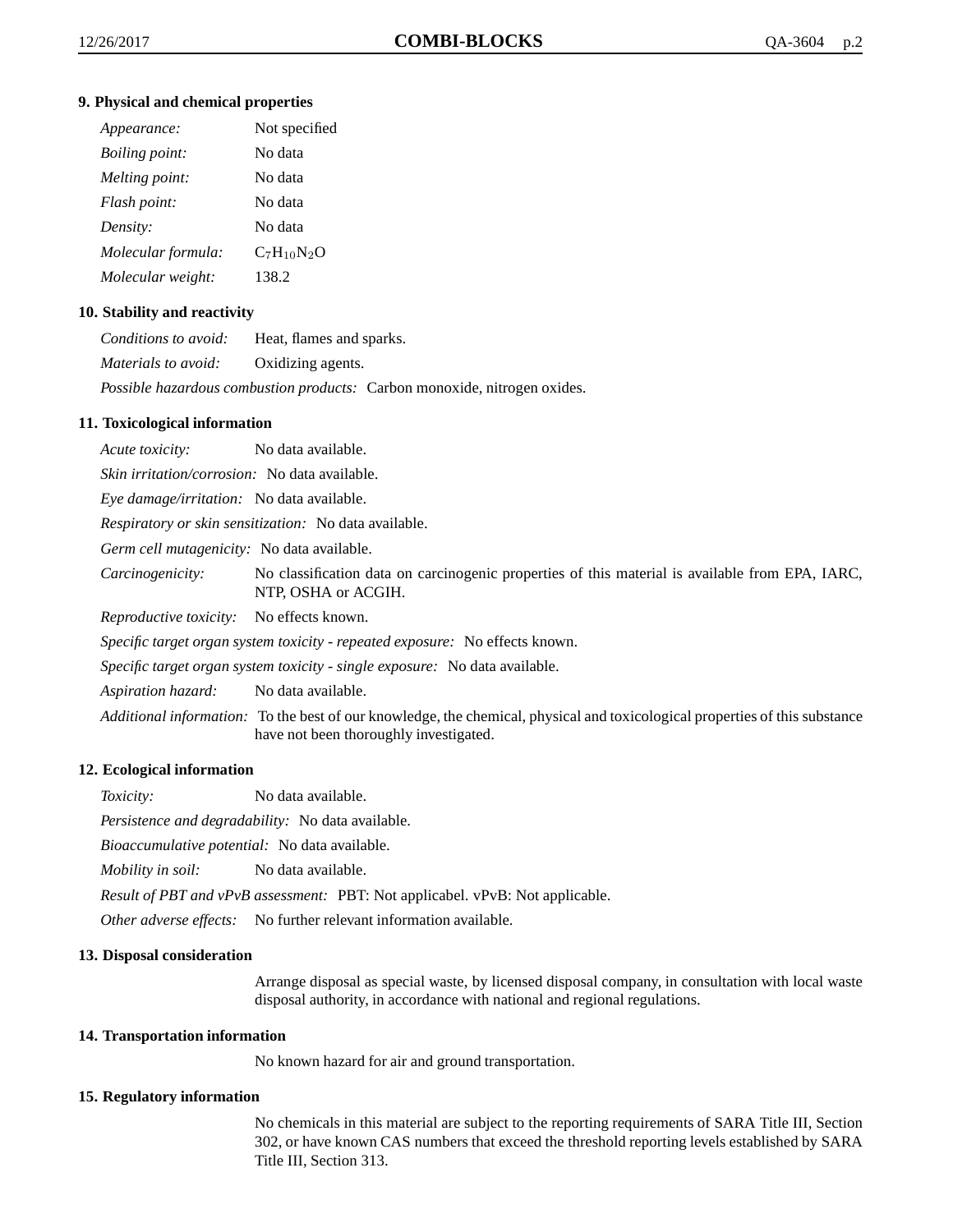### 9. Physical and chemical properties

*Appearance:* Not specified

*Boiling point:* No data

*Melting point:* No data

*Flash point:* No data

*Density:* No data

*Molecular formula:* $C_7H_{10}N_2O$

*Molecular weight:* 138.2

### 10. Stability and reactivity

*Conditions to avoid:* Heat, flames and sparks.

*Materials to avoid:* Oxidizing agents.

*Possible hazardous combustion products:* Carbon monoxide, nitrogen oxides.

### 11. Toxicological information

*Acute toxicity:* No data available.

*Skin irritation/corrosion:* No data available.

*Eye damage/irritation:* No data available.

*Respiratory or skin sensitization:* No data available.

*Germ cell mutagenicity:* No data available.

*Carcinogenicity:* No classification data on carcinogenic properties of this material is available from EPA, IARC, NTP, OSHA or ACGIH.

*Reproductive toxicity:* No effects known.

*Specific target organ system toxicity - repeated exposure:* No effects known.

*Specific target organ system toxicity - single exposure:* No data available.

*Aspiration hazard:* No data available.

*Additional information:* To the best of our knowledge, the chemical, physical and toxicological properties of this substance have not been thoroughly investigated.

### 12. Ecological information

*Toxicity:* No data available.

*Persistence and degradability:* No data available.

*Bioaccumulative potential:* No data available.

*Mobility in soil:* No data available.

*Result of PBT and vPvB assessment:* PBT: Not applicabel. vPvB: Not applicable.

*Other adverse effects:* No further relevant information available.

### 13. Disposal consideration

Arrange disposal as special waste, by licensed disposal company, in consultation with local waste disposal authority, in accordance with national and regional regulations.

### 14. Transportation information

No known hazard for air and ground transportation.

### 15. Regulatory information

No chemicals in this material are subject to the reporting requirements of SARA Title III, Section 302, or have known CAS numbers that exceed the threshold reporting levels established by SARA Title III, Section 313.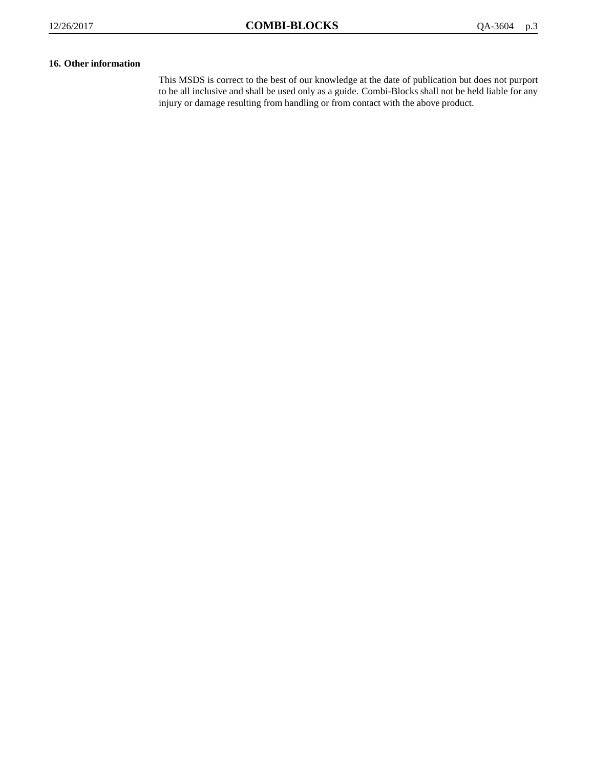## 16. Other information

This MSDS is correct to the best of our knowledge at the date of publication but does not purport to be all inclusive and shall be used only as a guide. Combi-Blocks shall not be held liable for any injury or damage resulting from handling or from contact with the above product.